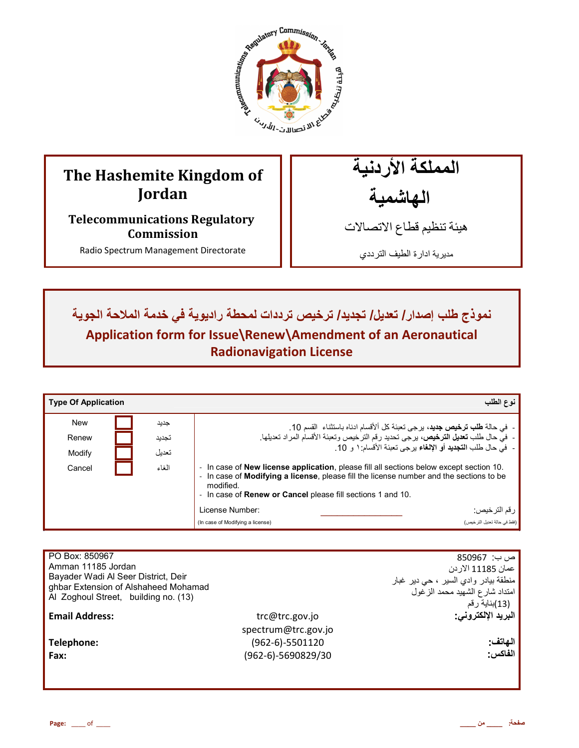| The Hashemite Kingdom of Jordan | المملكة الأردنية الهاشمية |
|---|---|
| **Telecommunications Regulatory Commission** | هيئة تنظيم قطاع الاتصالات |
| Radio Spectrum Management Directorate | مديرية ادارة الطيف الترددي |

## نموذج طلب إصدار/ تعديل/ تجديد/ ترخيص ترددات لمحطة راديوية في خدمة الملاحة الجوية

## Application form for Issue\Renew\Amendment of an Aeronautical Radionavigation License

| **Type Of Application** | | | **نوع الطلب** |
|---|---|---|---|
| New | ☐ | جديد | - في حالة **طلب ترخيص جديد**، يرجى تعبئة كل ألأقسام ادناه باستثناء القسم 10. |
| Renew | ☐ | تجديد | - في حال طلب **تعديل الترخيص**، يرجى تحديد رقم الترخيص وتعبئة الأقسام المراد تعديلها. |
| Modify | ☐ | تعديل | - في حال طلب **التجديد أو الإلغاء** يرجى تعبئة الأقسام: ١ و 10. |
| Cancel | ☐ | الغاء | - In case of **New license application**, please fill all sections below except section 10.<br>- In case of **Modifying a license**, please fill the license number and the sections to be modified.<br>- In case of **Renew or Cancel** please fill sections 1 and 10. |
| | | | License Number: ________________ :رقم الترخيص<br>(In case of Modifying a license) (فقط في حالة تعديل الترخيص) |

| | | |
|---|---|---|
| PO Box: 850967<br>Amman 11185 Jordan<br>Bayader Wadi Al Seer District, Deir ghbar Extension of Alshaheed Mohamad Al Zoghoul Street, building no. (13) | | ص ب: 850967<br>عمان 11185 الاردن<br>منطقة بيادر وادي السير ، حي دير غبار<br>امتداد شارع الشهيد محمد الزغول<br>(13)بناية رقم |
| **Email Address:** | trc@trc.gov.jo<br>spectrum@trc.gov.jo | **البريد الإلكتروني:** |
| **Telephone:** | (962-6)-5501120 | **الهاتف:** |
| **Fax:** | (962-6)-5690829/30 | **الفاكس:** |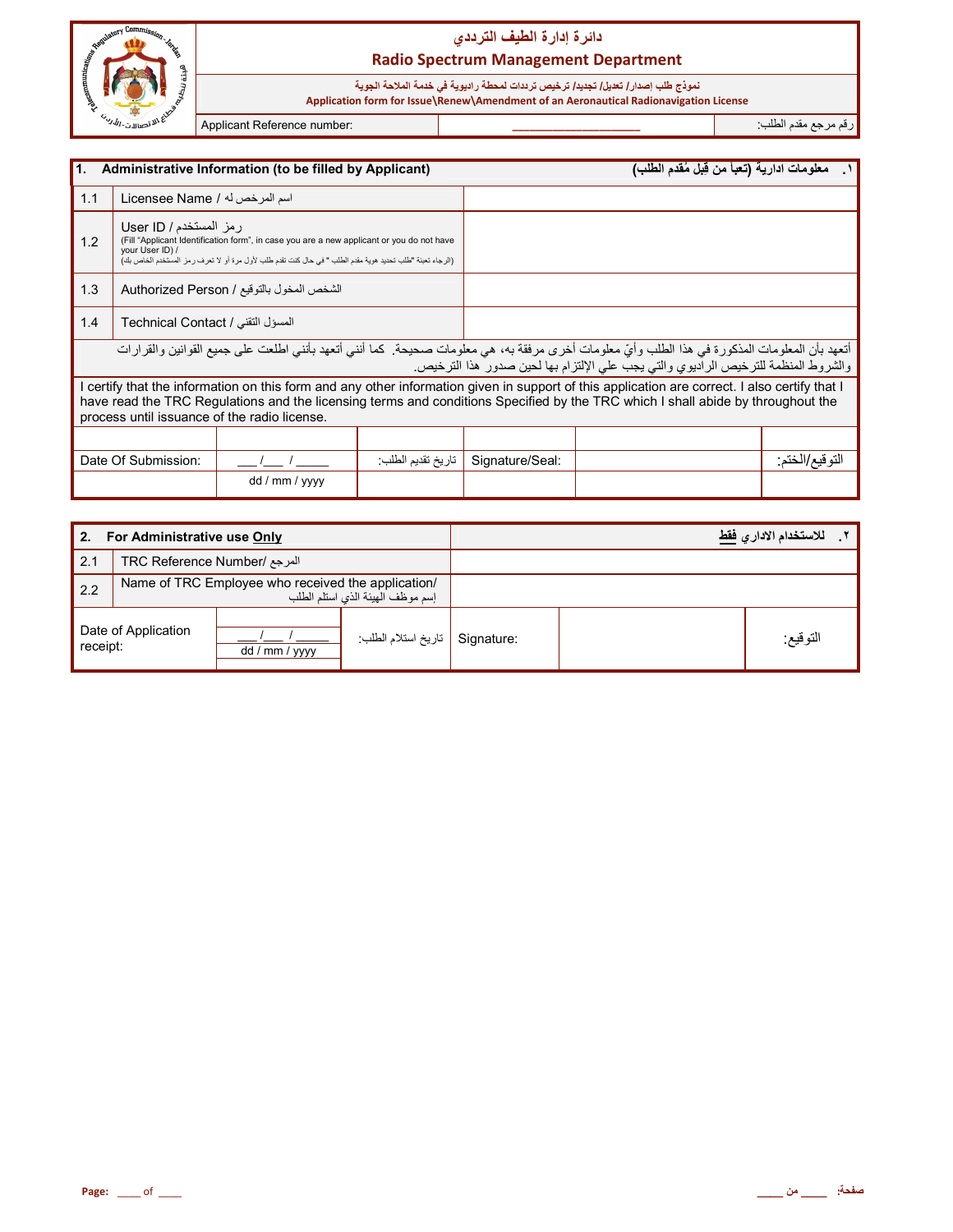## دائرة إدارة الطيف الترددي
## Radio Spectrum Management Department

**نموذج طلب إصدار/ تعديل/ تجديد/ ترخيص ترددات لمحطة راديوية في خدمة الملاحة الجوية**
**Application form for Issue\Renew\Amendment of an Aeronautical Radionavigation License**

| Applicant Reference number: | ____________________ | رقم مرجع مقدم الطلب: |
|---|---|---|

| 1. Administrative Information (to be filled by Applicant) | | ١. معلومات ادارية (تعبأ من قِبل مُقدم الطلب) |
|---|---|---|
| 1.1 | Licensee Name / اسم المرخص له | |
| 1.2 | User ID / رمز المستخدم<br>(Fill "Applicant Identification form", in case you are a new applicant or you do not have your User ID) /<br>(الرجاء تعبئة "طلب تحديد هوية مقدم الطلب" في حال كنت تقدم طلب لأول مرة أو لا تعرف رمز المستخدم الخاص بك) | |
| 1.3 | Authorized Person / الشخص المخول بالتوقيع | |
| 1.4 | Technical Contact / المسؤل التقني | |

أتعهد بأن المعلومات المذكورة في هذا الطلب وأيّ معلومات أخرى مرفقة به، هي معلومات صحيحة. كما أنني أتعهد بأنني اطلعت على جميع القوانين والقرارات والشروط المنظمة للترخيص الراديوي والتي يجب علي الإلتزام بها لحين صدور هذا الترخيص.

I certify that the information on this form and any other information given in support of this application are correct. I also certify that I have read the TRC Regulations and the licensing terms and conditions Specified by the TRC which I shall abide by throughout the process until issuance of the radio license.

| Date Of Submission: | ___/___ / _____<br>dd / mm / yyyy | تاريخ تقديم الطلب: | Signature/Seal: | | التوقيع/الختم: |
|---|---|---|---|---|---|

| 2. For Administrative use **Only** | | ٢. للاستخدام الاداري **فقط** |
|---|---|---|
| 2.1 | TRC Reference Number/ المرجع | |
| 2.2 | Name of TRC Employee who received the application/ إسم موظف الهيئة الذي استلم الطلب | |

| Date of Application receipt: | ___/___ / _____<br>dd / mm / yyyy | تاريخ استلام الطلب: | Signature: | | التوقيع: |
|---|---|---|---|---|---|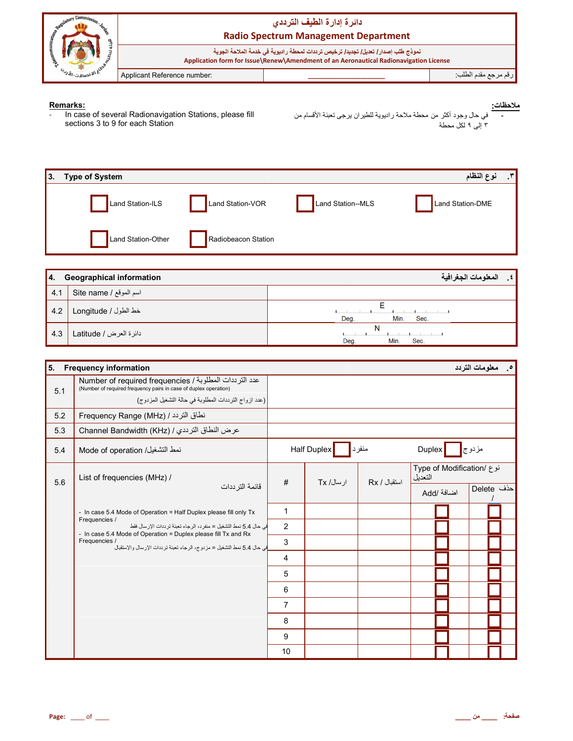| | دائرة إدارة الطيف الترددي<br>**Radio Spectrum Management Department** | |
|---|---|---|
| | نموذج طلب إصدار/ تعديل/ تجديد/ ترخيص ترددات لمحطة راديوية في خدمة الملاحة الجوية<br>**Application form for Issue\Renew\Amendment of an Aeronautical Radionavigation License** | |
| Applicant Reference number: | ____________________ | رقم مرجع مقدم الطلب: |

**Remarks:**
- In case of several Radionavigation Stations, please fill sections 3 to 9 for each Station

**ملاحظات:**
- في حال وجود أكثر من محطة ملاحة راديوية للطيران يرجى تعبئة الأقسام من ٣ إلى ٩ لكل محطة

| **3. Type of System** | | | **٣. نوع النظام** |
|---|---|---|---|
| ☐ Land Station-ILS | ☐ Land Station-VOR | ☐ Land Station--MLS | ☐ Land Station-DME |
| ☐ Land Station-Other | ☐ Radiobeacon Station | | |

| **4. Geographical information** | | **٤. المعلومات الجغرافية** |
|---|---|---|
| 4.1 | Site name / اسم الموقع | |
| 4.2 | Longitude / خط الطول | E ___ Deg. ___ Min. ___ Sec. |
| 4.3 | Latitude / دائرة العرض | N ___ Deg. ___ Min. ___ Sec. |

| **5. Frequency information** | | | | | | **٥. معلومات التردد** |
|---|---|---|---|---|---|---|
| 5.1 | Number of required frequencies / عدد الترددات المطلوبة<br>(Number of required frequency pairs in case of duplex operation)<br>(عدد ازواج الترددات المطلوبة في حالة التشغيل المزدوج) | | | | | |
| 5.2 | Frequency Range (MHz) / نطاق التردد | | | | | |
| 5.3 | Channel Bandwidth (KHz) / عرض النطاق الترددي | | | | | |
| 5.4 | Mode of operation /نمط التشغيل | Half Duplex ☐ منفرد | | Duplex ☐ مزدوج | | |
| 5.6 | List of frequencies (MHz) / قائمة الترددات | # | Tx /ارسال | Rx / استقبال | Type of Modification/ نوع التعديل | |
| | | | | | Add/ اضافة | Delete / حذف |
| | - In case 5.4 Mode of Operation = Half Duplex please fill only Tx Frequencies / في حال 5.4 نمط التشغيل = منفرد، الرجاء تعبئة ترددات الإرسال فقط<br>- In case 5.4 Mode of Operation = Duplex please fill Tx and Rx Frequencies / في حال 5.4 نمط التشغيل = مزدوج، الرجاء تعبئة ترددات الإرسال والإستقبال | 1 | | | ☐ | ☐ |
| | | 2 | | | ☐ | ☐ |
| | | 3 | | | ☐ | ☐ |
| | | 4 | | | ☐ | ☐ |
| | | 5 | | | ☐ | ☐ |
| | | 6 | | | ☐ | ☐ |
| | | 7 | | | ☐ | ☐ |
| | | 8 | | | ☐ | ☐ |
| | | 9 | | | ☐ | ☐ |
| | | 10 | | | ☐ | ☐ |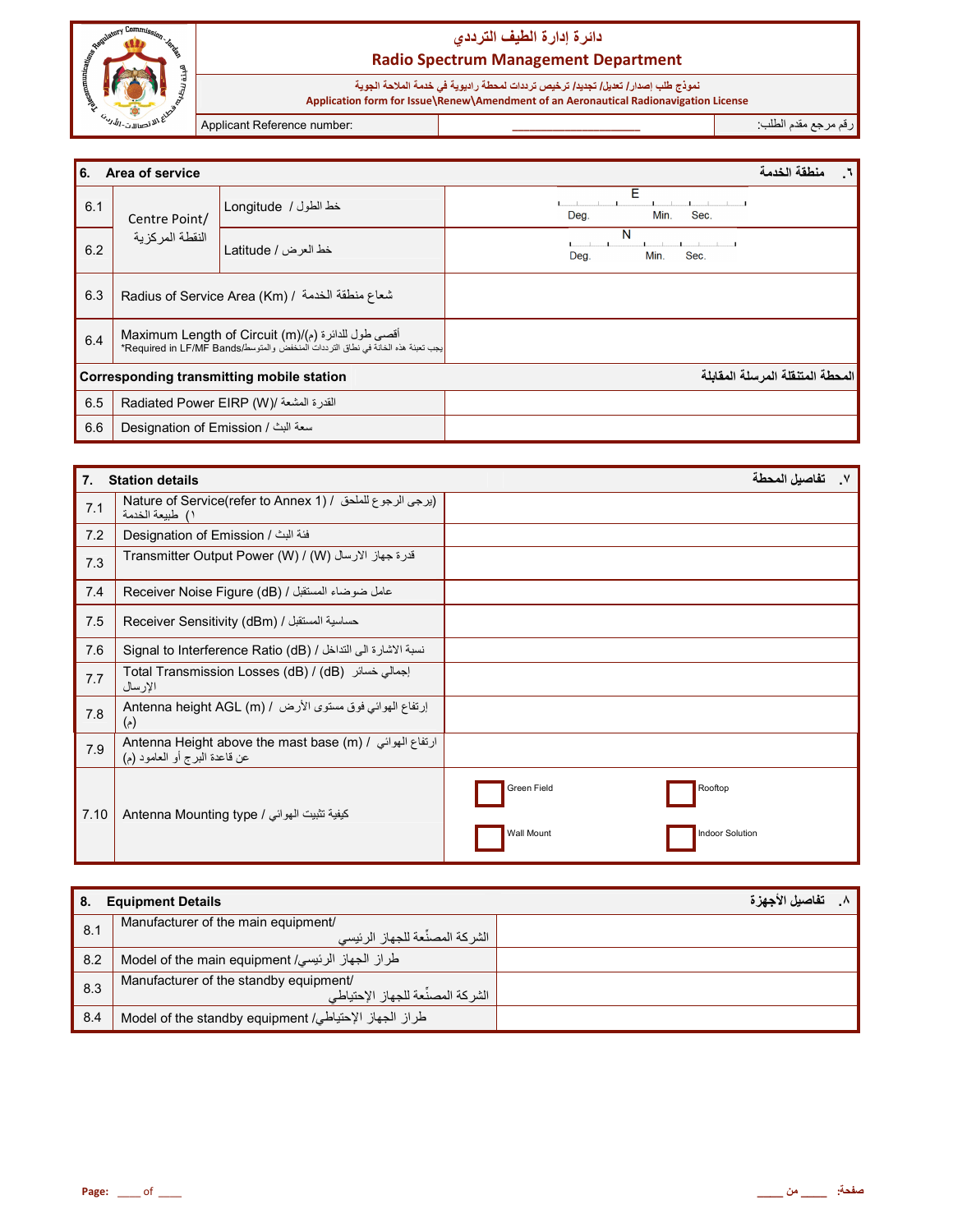# دائرة إدارة الطيف الترددي
## Radio Spectrum Management Department

نموذج طلب إصدار/ تعديل/ تجديد/ ترخيص ترددات لمحطة راديوية في خدمة الملاحة الجوية
**Application form for Issue\Renew\Amendment of an Aeronautical Radionavigation License**

| Applicant Reference number: | ____________________ | رقم مرجع مقدم الطلب: |
|---|---|---|

| **6. Area of service** | | | **٦. منطقة الخدمة** |
|---|---|---|---|
| 6.1 | Centre Point/ النقطة المركزية | Longitude / خط الطول | E Deg. Min. Sec. |
| 6.2 | | Latitude / خط العرض | N Deg. Min. Sec. |
| 6.3 | Radius of Service Area (Km) / شعاع منطقة الخدمة | | |
| 6.4 | Maximum Length of Circuit (m)/(م) أقصى طول للدائرة *Required in LF/MF Bands/يجب تعبئة هذه الخانة في نطاق الترددات المنخفض والمتوسط | | |
| **Corresponding transmitting mobile station** | | | **المحطة المتنقلة المرسلة المقابلة** |
| 6.5 | Radiated Power EIRP (W)/ القدرة المشعة | | |
| 6.6 | Designation of Emission / سعة البث | | |

| **7. Station details** | | **٧. تفاصيل المحطة** |
|---|---|---|
| 7.1 | Nature of Service(refer to Annex 1) / (يرجى الرجوع للملحق ١) طبيعة الخدمة | |
| 7.2 | Designation of Emission / فئة البث | |
| 7.3 | Transmitter Output Power (W) / (W) قدرة جهاز الارسال | |
| 7.4 | Receiver Noise Figure (dB) / عامل ضوضاء المستقبل | |
| 7.5 | Receiver Sensitivity (dBm) / حساسية المستقبل | |
| 7.6 | Signal to Interference Ratio (dB) / نسبة الاشارة الى التداخل | |
| 7.7 | Total Transmission Losses (dB) / (dB) إجمالي خسائر الإرسال | |
| 7.8 | Antenna height AGL (m) / إرتفاع الهوائي فوق مستوى الأرض (م) | |
| 7.9 | Antenna Height above the mast base (m) / ارتفاع الهوائي عن قاعدة البرج أو العامود (م) | |
| 7.10 | Antenna Mounting type / كيفية تثبيت الهوائي | ☐ Green Field ☐ Rooftop ☐ Wall Mount ☐ Indoor Solution |

| **8. Equipment Details** | | **٨. تفاصيل الأجهزة** |
|---|---|---|
| 8.1 | Manufacturer of the main equipment/ الشركة المصنّعة للجهاز الرئيسي | |
| 8.2 | Model of the main equipment /طراز الجهاز الرئيسي | |
| 8.3 | Manufacturer of the standby equipment/ الشركة المصنّعة للجهاز الإحتياطي | |
| 8.4 | Model of the standby equipment /طراز الجهاز الإحتياطي | |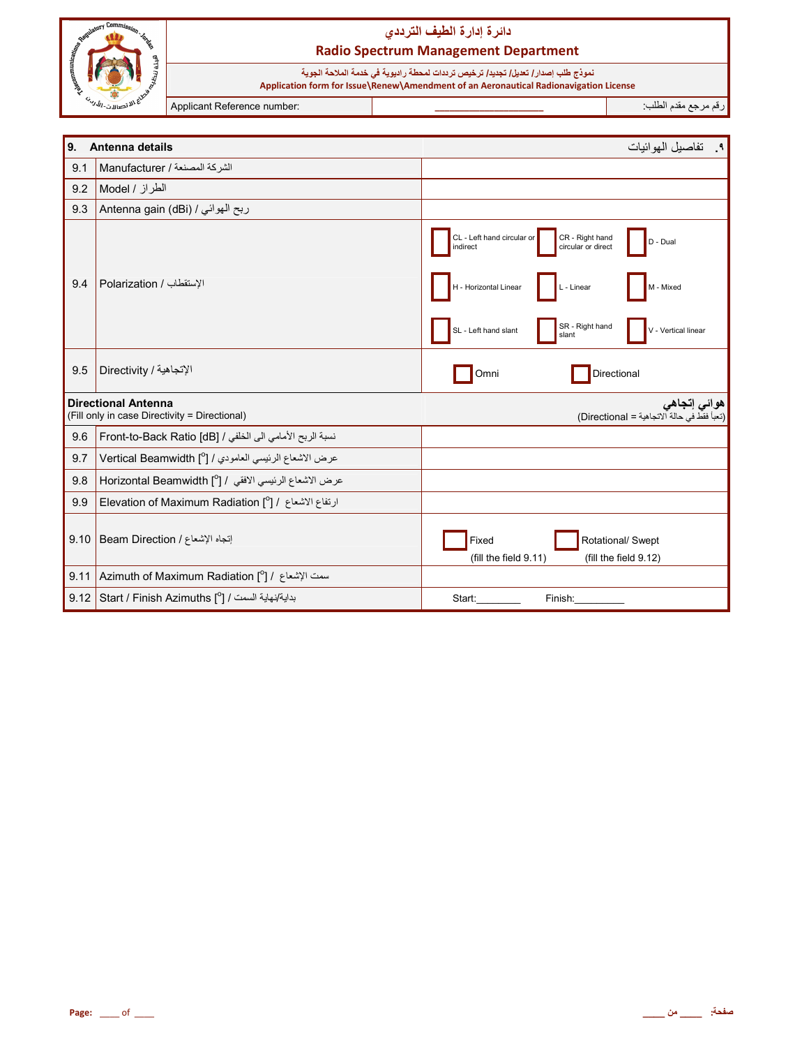# دائرة إدارة الطيف الترددي

## Radio Spectrum Management Department

نموذج طلب إصدار/ تعديل/ تجديد/ ترخيص ترددات لمحطة راديوية في خدمة الملاحة الجوية

**Application form for Issue\Renew\Amendment of an Aeronautical Radionavigation License**

| Applicant Reference number: | ____________________ | رقم مرجع مقدم الطلب: |
|---|---|---|

| | | |
|---|---|---|
| **9.** | **Antenna details** | ٩. تفاصيل الهوائيات |
| 9.1 | Manufacturer / الشركة المصنعة | |
| 9.2 | Model / الطراز | |
| 9.3 | Antenna gain (dBi) / ربح الهوائي | |
| 9.4 | Polarization / الإستقطاب | ☐ CL - Left hand circular or indirect ☐ CR - Right hand circular or direct ☐ D - Dual ☐ H - Horizontal Linear ☐ L - Linear ☐ M - Mixed ☐ SL - Left hand slant ☐ SR - Right hand slant ☐ V - Vertical linear |
| 9.5 | Directivity / الإتجاهية | ☐ Omni ☐ Directional |
| | **Directional Antenna** (Fill only in case Directivity = Directional) | **هوائي إتجاهي** (تعبأ فقط في حالة الاتجاهية = Directional) |
| 9.6 | Front-to-Back Ratio [dB] / نسبة الربح الأمامي الى الخلفي | |
| 9.7 | Vertical Beamwidth [°] / عرض الاشعاع الرئيسي العامودي | |
| 9.8 | Horizontal Beamwidth [°] / عرض الاشعاع الرئيسي الافقي | |
| 9.9 | Elevation of Maximum Radiation [°] / ارتفاع الاشعاع | |
| 9.10 | Beam Direction / إتجاه الإشعاع | ☐ Fixed (fill the field 9.11) ☐ Rotational/ Swept (fill the field 9.12) |
| 9.11 | Azimuth of Maximum Radiation [°] / سمت الإشعاع | |
| 9.12 | Start / Finish Azimuths [°] / بداية/نهاية السمت | Start:________ Finish:_________ |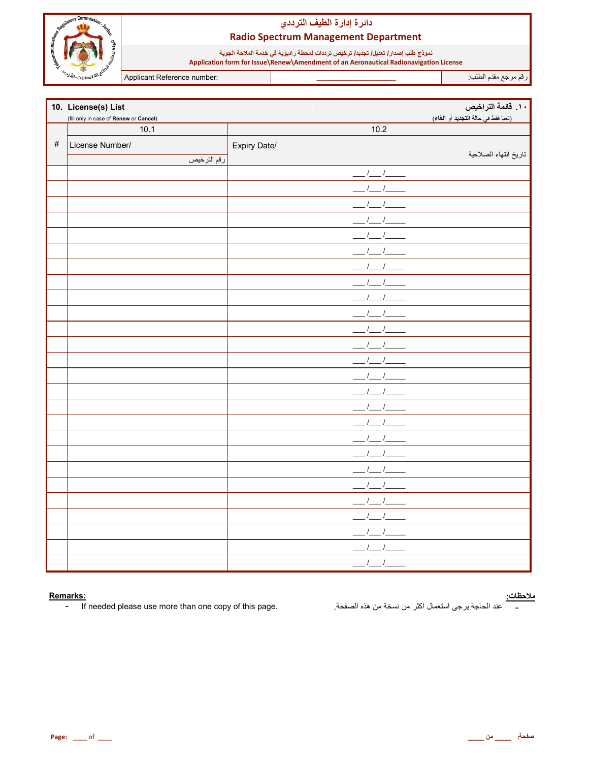# دائرة إدارة الطيف الترددي
## Radio Spectrum Management Department

نموذج طلب إصدار/ تعديل/ تجديد/ ترخيص ترددات لمحطة راديوية في خدمة الملاحة الجوية
**Application form for Issue\Renew\Amendment of an Aeronautical Radionavigation License**

| Applicant Reference number: | ____________________ | رقم مرجع مقدم الطلب: |
|---|---|---|

### 10. License(s) List — ١٠. قائمة التراخيص

(fill only in case of **Renew** or **Cancel**) — (تعبأ فقط في حالة **التجديد** أو **الغاء**)

| # | 10.1 License Number/ رقم الترخيص | 10.2 Expiry Date/ تاريخ انتهاء الصلاحية |
|---|---|---|
| | | ___/___/_____ |
| | | ___/___/_____ |
| | | ___/___/_____ |
| | | ___/___/_____ |
| | | ___/___/_____ |
| | | ___/___/_____ |
| | | ___/___/_____ |
| | | ___/___/_____ |
| | | ___/___/_____ |
| | | ___/___/_____ |
| | | ___/___/_____ |
| | | ___/___/_____ |
| | | ___/___/_____ |
| | | ___/___/_____ |
| | | ___/___/_____ |
| | | ___/___/_____ |
| | | ___/___/_____ |
| | | ___/___/_____ |
| | | ___/___/_____ |
| | | ___/___/_____ |
| | | ___/___/_____ |
| | | ___/___/_____ |
| | | ___/___/_____ |
| | | ___/___/_____ |
| | | ___/___/_____ |
| | | ___/___/_____ |

**Remarks:**
- If needed please use more than one copy of this page.

**ملاحظات:**
- عند الحاجة يرجى استعمال اكثر من نسخة من هذه الصفحة.

**Page:** ____ of ____ — **صفحة:** ____ من ____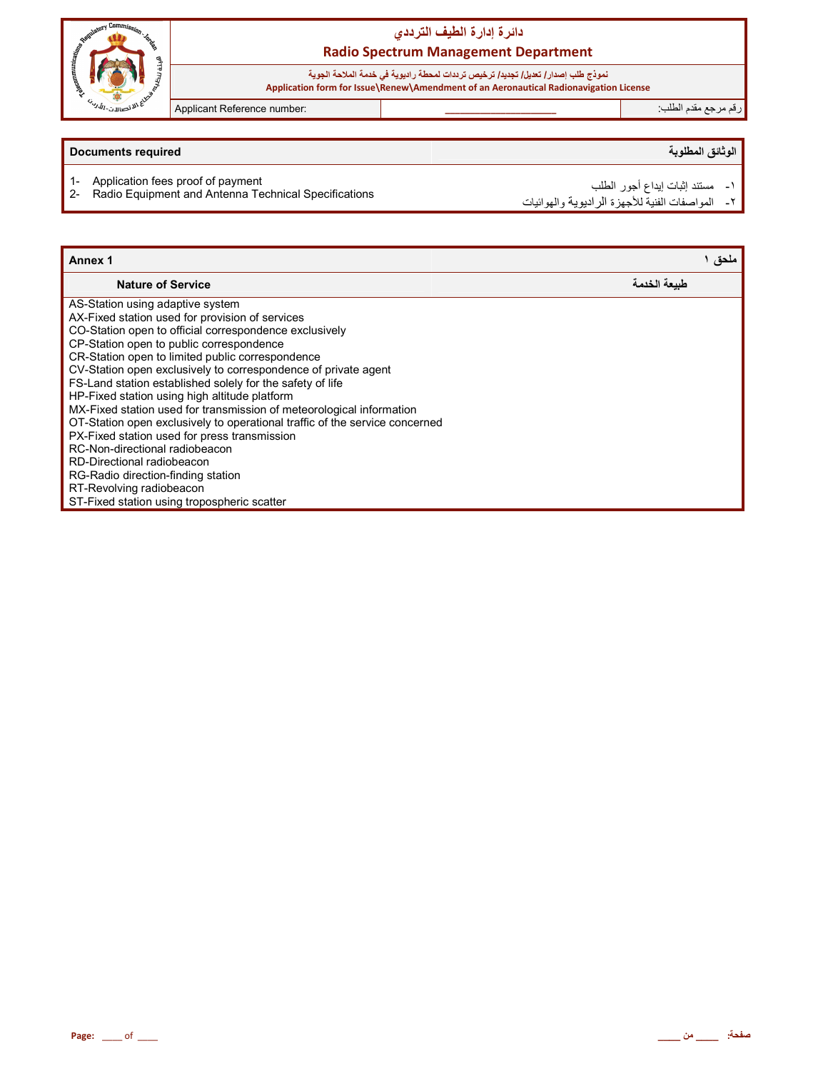# دائرة إدارة الطيف الترددي
## Radio Spectrum Management Department

نموذج طلب إصدار/ تعديل/ تجديد/ ترخيص ترددات لمحطة راديوية في خدمة الملاحة الجوية
**Application form for Issue\Renew\Amendment of an Aeronautical Radionavigation License**

| Applicant Reference number: | ___________________ | رقم مرجع مقدم الطلب: |
|---|---|---|

| Documents required | الوثائق المطلوبة |
|---|---|
| 1- Application fees proof of payment | ١- مستند إثبات إيداع أجور الطلب |
| 2- Radio Equipment and Antenna Technical Specifications | ٢- المواصفات الفنية للأجهزة الراديوية والهوائيات |

| Annex 1 | ملحق ١ |
|---|---|
| **Nature of Service** | **طبيعة الخدمة** |

AS-Station using adaptive system
AX-Fixed station used for provision of services
CO-Station open to official correspondence exclusively
CP-Station open to public correspondence
CR-Station open to limited public correspondence
CV-Station open exclusively to correspondence of private agent
FS-Land station established solely for the safety of life
HP-Fixed station using high altitude platform
MX-Fixed station used for transmission of meteorological information
OT-Station open exclusively to operational traffic of the service concerned
PX-Fixed station used for press transmission
RC-Non-directional radiobeacon
RD-Directional radiobeacon
RG-Radio direction-finding station
RT-Revolving radiobeacon
ST-Fixed station using tropospheric scatter